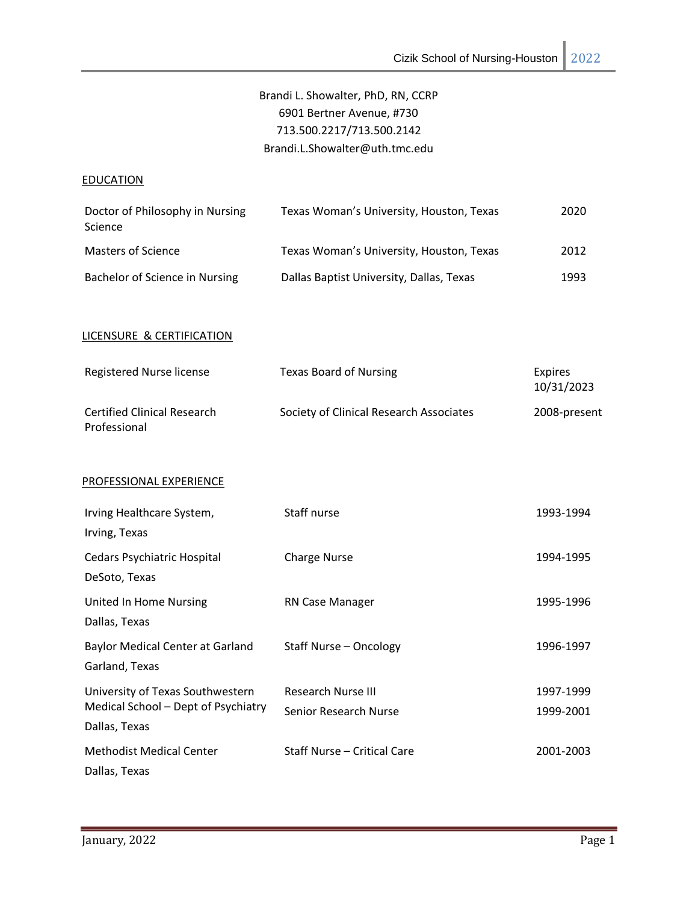Brandi L. Showalter, PhD, RN, CCRP
6901 Bertner Avenue, #730
713.500.2217/713.500.2142
Brandi.L.Showalter@uth.tmc.edu

## EDUCATION

| | | |
|---|---|---|
| Doctor of Philosophy in Nursing Science | Texas Woman's University, Houston, Texas | 2020 |
| Masters of Science | Texas Woman's University, Houston, Texas | 2012 |
| Bachelor of Science in Nursing | Dallas Baptist University, Dallas, Texas | 1993 |

## LICENSURE & CERTIFICATION

| | | |
|---|---|---|
| Registered Nurse license | Texas Board of Nursing | Expires 10/31/2023 |
| Certified Clinical Research Professional | Society of Clinical Research Associates | 2008-present |

## PROFESSIONAL EXPERIENCE

| | | |
|---|---|---|
| Irving Healthcare System, Irving, Texas | Staff nurse | 1993-1994 |
| Cedars Psychiatric Hospital DeSoto, Texas | Charge Nurse | 1994-1995 |
| United In Home Nursing Dallas, Texas | RN Case Manager | 1995-1996 |
| Baylor Medical Center at Garland Garland, Texas | Staff Nurse – Oncology | 1996-1997 |
| University of Texas Southwestern Medical School – Dept of Psychiatry Dallas, Texas | Research Nurse III<br>Senior Research Nurse | 1997-1999<br>1999-2001 |
| Methodist Medical Center Dallas, Texas | Staff Nurse – Critical Care | 2001-2003 |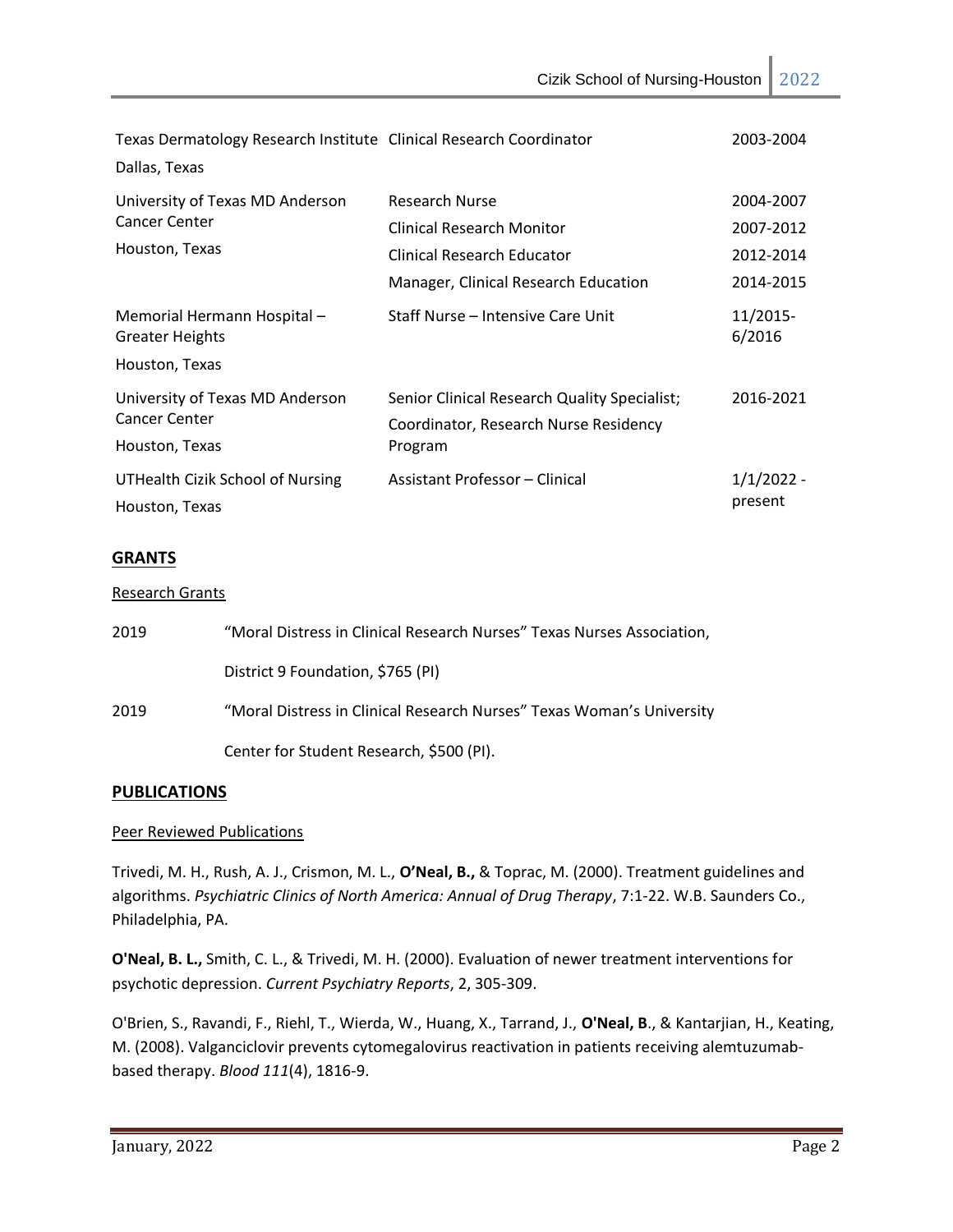| | | |
|---|---|---|
| Texas Dermatology Research Institute<br>Dallas, Texas | Clinical Research Coordinator | 2003-2004 |
| University of Texas MD Anderson Cancer Center<br>Houston, Texas | Research Nurse<br>Clinical Research Monitor<br>Clinical Research Educator<br>Manager, Clinical Research Education | 2004-2007<br>2007-2012<br>2012-2014<br>2014-2015 |
| Memorial Hermann Hospital – Greater Heights<br>Houston, Texas | Staff Nurse – Intensive Care Unit | 11/2015-6/2016 |
| University of Texas MD Anderson Cancer Center<br>Houston, Texas | Senior Clinical Research Quality Specialist;<br>Coordinator, Research Nurse Residency Program | 2016-2021 |
| UTHealth Cizik School of Nursing<br>Houston, Texas | Assistant Professor – Clinical | 1/1/2022 - present |

## GRANTS

### Research Grants

2019 "Moral Distress in Clinical Research Nurses" Texas Nurses Association, District 9 Foundation, $765 (PI)

2019 "Moral Distress in Clinical Research Nurses" Texas Woman's University Center for Student Research, $500 (PI).

## PUBLICATIONS

### Peer Reviewed Publications

Trivedi, M. H., Rush, A. J., Crismon, M. L., **O'Neal, B.,** & Toprac, M. (2000). Treatment guidelines and algorithms. *Psychiatric Clinics of North America: Annual of Drug Therapy*, 7:1-22. W.B. Saunders Co., Philadelphia, PA.

**O'Neal, B. L.,** Smith, C. L., & Trivedi, M. H. (2000). Evaluation of newer treatment interventions for psychotic depression. *Current Psychiatry Reports*, 2, 305-309.

O'Brien, S., Ravandi, F., Riehl, T., Wierda, W., Huang, X., Tarrand, J., **O'Neal, B**., & Kantarjian, H., Keating, M. (2008). Valganciclovir prevents cytomegalovirus reactivation in patients receiving alemtuzumab-based therapy. *Blood 111*(4), 1816-9.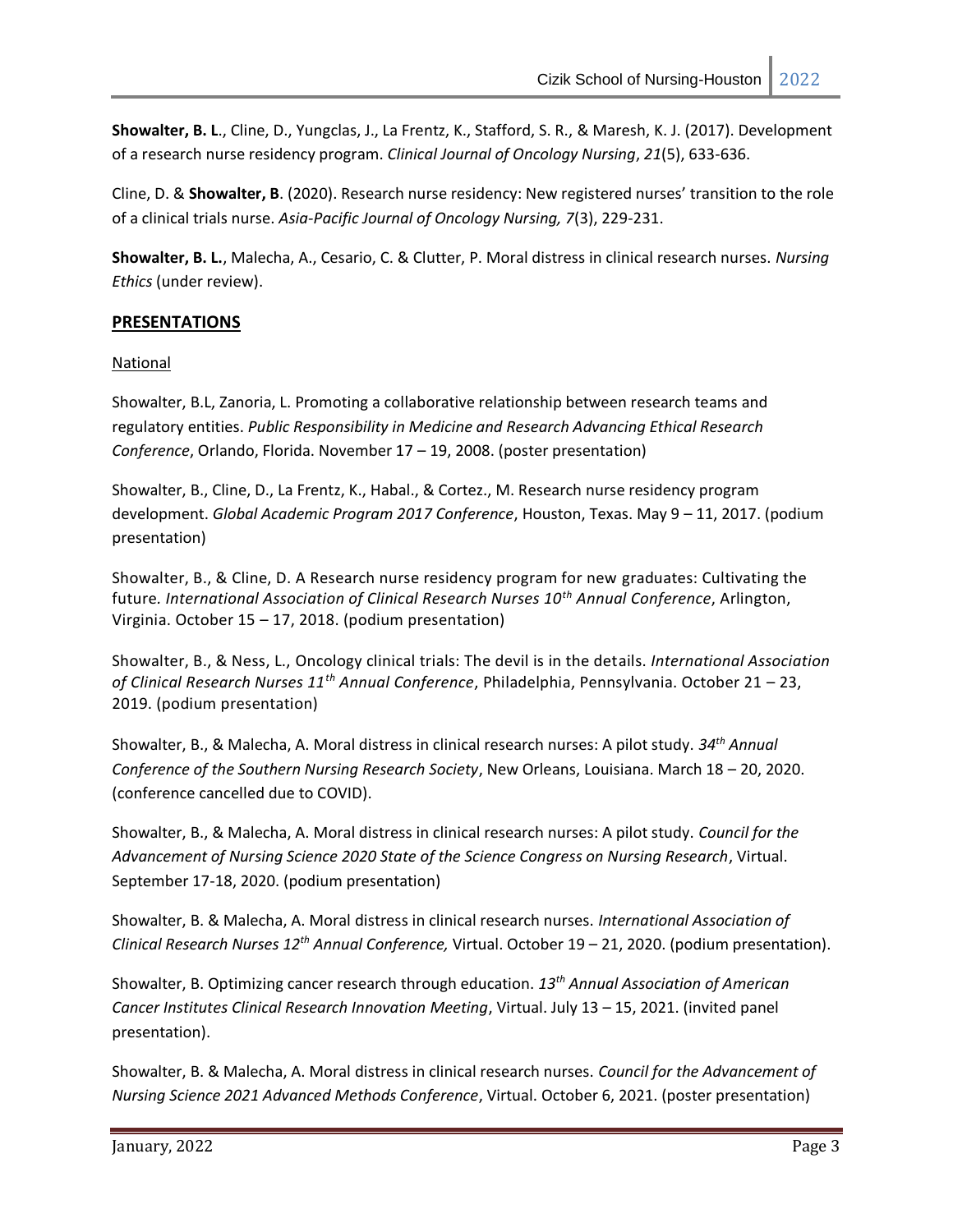**Showalter, B. L**., Cline, D., Yungclas, J., La Frentz, K., Stafford, S. R., & Maresh, K. J. (2017). Development of a research nurse residency program. *Clinical Journal of Oncology Nursing*, *21*(5), 633-636.

Cline, D. & **Showalter, B**. (2020). Research nurse residency: New registered nurses' transition to the role of a clinical trials nurse. *Asia-Pacific Journal of Oncology Nursing, 7*(3), 229-231.

**Showalter, B. L.**, Malecha, A., Cesario, C. & Clutter, P. Moral distress in clinical research nurses. *Nursing Ethics* (under review).

## PRESENTATIONS

National

Showalter, B.L, Zanoria, L. Promoting a collaborative relationship between research teams and regulatory entities. *Public Responsibility in Medicine and Research Advancing Ethical Research Conference*, Orlando, Florida. November 17 – 19, 2008. (poster presentation)

Showalter, B., Cline, D., La Frentz, K., Habal., & Cortez., M. Research nurse residency program development. *Global Academic Program 2017 Conference*, Houston, Texas. May 9 – 11, 2017. (podium presentation)

Showalter, B., & Cline, D. A Research nurse residency program for new graduates: Cultivating the future. *International Association of Clinical Research Nurses 10th Annual Conference*, Arlington, Virginia. October 15 – 17, 2018. (podium presentation)

Showalter, B., & Ness, L., Oncology clinical trials: The devil is in the details. *International Association of Clinical Research Nurses 11th Annual Conference*, Philadelphia, Pennsylvania. October 21 – 23, 2019. (podium presentation)

Showalter, B., & Malecha, A. Moral distress in clinical research nurses: A pilot study. *34th Annual Conference of the Southern Nursing Research Society*, New Orleans, Louisiana. March 18 – 20, 2020. (conference cancelled due to COVID).

Showalter, B., & Malecha, A. Moral distress in clinical research nurses: A pilot study. *Council for the Advancement of Nursing Science 2020 State of the Science Congress on Nursing Research*, Virtual. September 17-18, 2020. (podium presentation)

Showalter, B. & Malecha, A. Moral distress in clinical research nurses. *International Association of Clinical Research Nurses 12th Annual Conference,* Virtual. October 19 – 21, 2020. (podium presentation).

Showalter, B. Optimizing cancer research through education. *13th Annual Association of American Cancer Institutes Clinical Research Innovation Meeting*, Virtual. July 13 – 15, 2021. (invited panel presentation).

Showalter, B. & Malecha, A. Moral distress in clinical research nurses. *Council for the Advancement of Nursing Science 2021 Advanced Methods Conference*, Virtual. October 6, 2021. (poster presentation)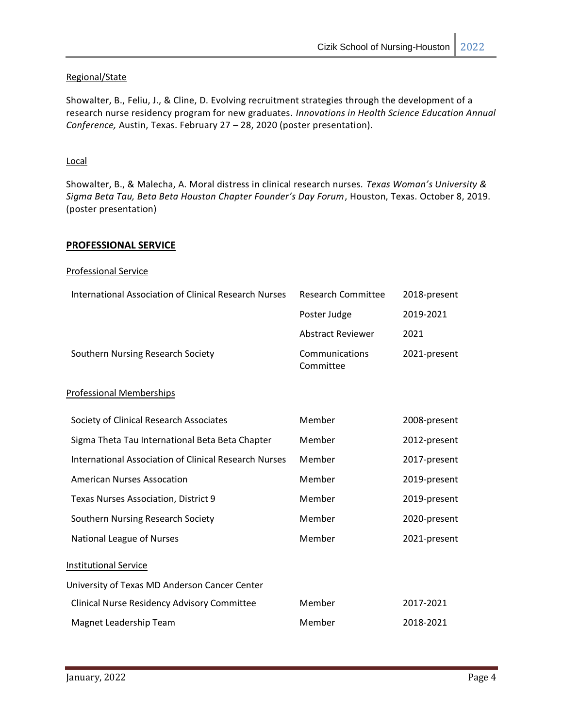Regional/State

Showalter, B., Feliu, J., & Cline, D. Evolving recruitment strategies through the development of a research nurse residency program for new graduates. *Innovations in Health Science Education Annual Conference,* Austin, Texas. February 27 – 28, 2020 (poster presentation).

Local

Showalter, B., & Malecha, A. Moral distress in clinical research nurses. *Texas Woman's University & Sigma Beta Tau, Beta Beta Houston Chapter Founder's Day Forum*, Houston, Texas. October 8, 2019. (poster presentation)

## PROFESSIONAL SERVICE

Professional Service

| | | |
|---|---|---|
| International Association of Clinical Research Nurses | Research Committee | 2018-present |
| | Poster Judge | 2019-2021 |
| | Abstract Reviewer | 2021 |
| Southern Nursing Research Society | Communications Committee | 2021-present |

Professional Memberships

| | | |
|---|---|---|
| Society of Clinical Research Associates | Member | 2008-present |
| Sigma Theta Tau International Beta Beta Chapter | Member | 2012-present |
| International Association of Clinical Research Nurses | Member | 2017-present |
| American Nurses Assocation | Member | 2019-present |
| Texas Nurses Association, District 9 | Member | 2019-present |
| Southern Nursing Research Society | Member | 2020-present |
| National League of Nurses | Member | 2021-present |

Institutional Service

University of Texas MD Anderson Cancer Center

| | | |
|---|---|---|
| Clinical Nurse Residency Advisory Committee | Member | 2017-2021 |
| Magnet Leadership Team | Member | 2018-2021 |